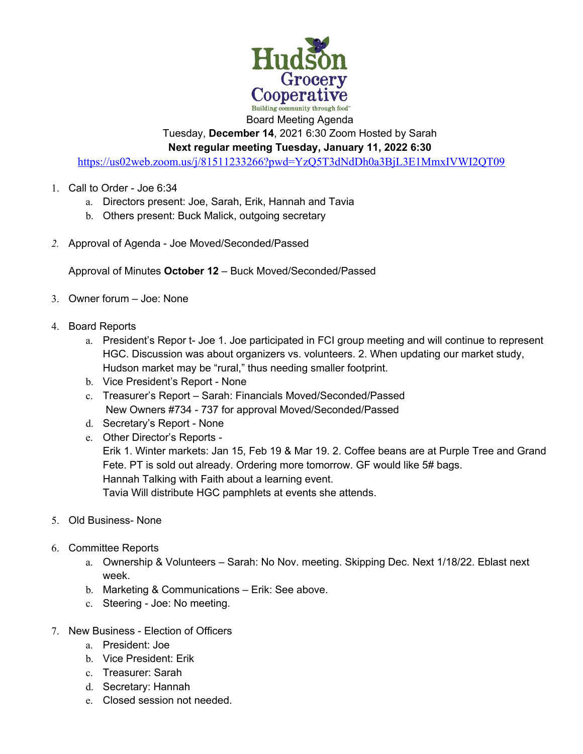Hudson Grocery Cooperative
Building community through food™

Board Meeting Agenda

Tuesday, **December 14**, 2021 6:30 Zoom Hosted by Sarah

**Next regular meeting Tuesday, January 11, 2022 6:30**

https://us02web.zoom.us/j/81511233266?pwd=YzQ5T3dNdDh0a3BjL3E1MmxIVWI2QT09

1. Call to Order - Joe 6:34
   a. Directors present: Joe, Sarah, Erik, Hannah and Tavia
   b. Others present: Buck Malick, outgoing secretary

2. Approval of Agenda - Joe Moved/Seconded/Passed

   Approval of Minutes **October 12** – Buck Moved/Seconded/Passed

3. Owner forum – Joe: None

4. Board Reports
   a. President's Repor t- Joe 1. Joe participated in FCI group meeting and will continue to represent HGC. Discussion was about organizers vs. volunteers. 2. When updating our market study, Hudson market may be "rural," thus needing smaller footprint.
   b. Vice President's Report - None
   c. Treasurer's Report – Sarah: Financials Moved/Seconded/Passed
      New Owners #734 - 737 for approval Moved/Seconded/Passed
   d. Secretary's Report - None
   e. Other Director's Reports -
      Erik 1. Winter markets: Jan 15, Feb 19 & Mar 19. 2. Coffee beans are at Purple Tree and Grand Fete. PT is sold out already. Ordering more tomorrow. GF would like 5# bags.
      Hannah Talking with Faith about a learning event.
      Tavia Will distribute HGC pamphlets at events she attends.

5. Old Business- None

6. Committee Reports
   a. Ownership & Volunteers – Sarah: No Nov. meeting. Skipping Dec. Next 1/18/22. Eblast next week.
   b. Marketing & Communications – Erik: See above.
   c. Steering - Joe: No meeting.

7. New Business - Election of Officers
   a. President: Joe
   b. Vice President: Erik
   c. Treasurer: Sarah
   d. Secretary: Hannah
   e. Closed session not needed.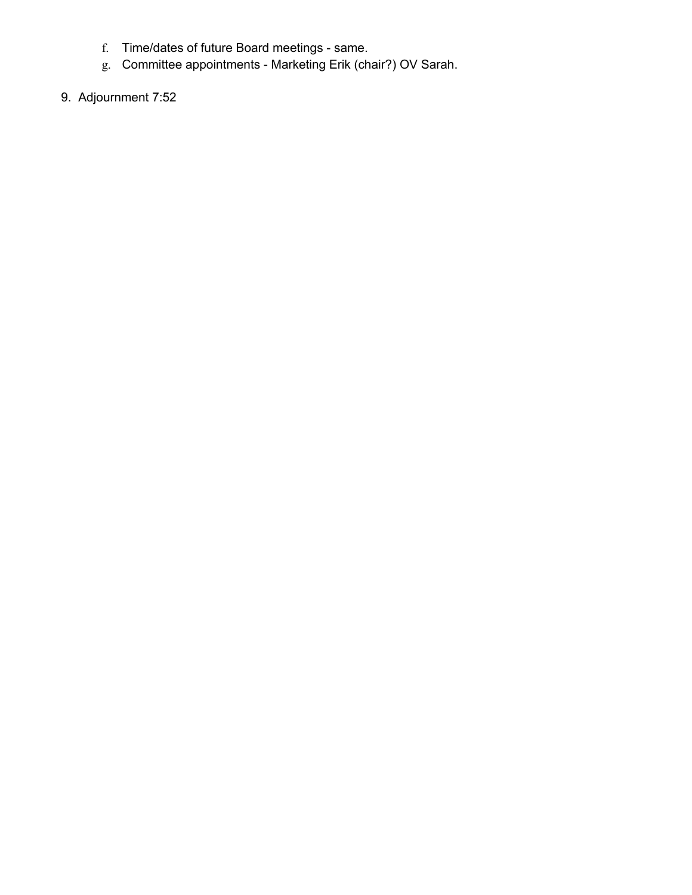f. Time/dates of future Board meetings - same.
   g. Committee appointments - Marketing Erik (chair?) OV Sarah.

9. Adjournment 7:52